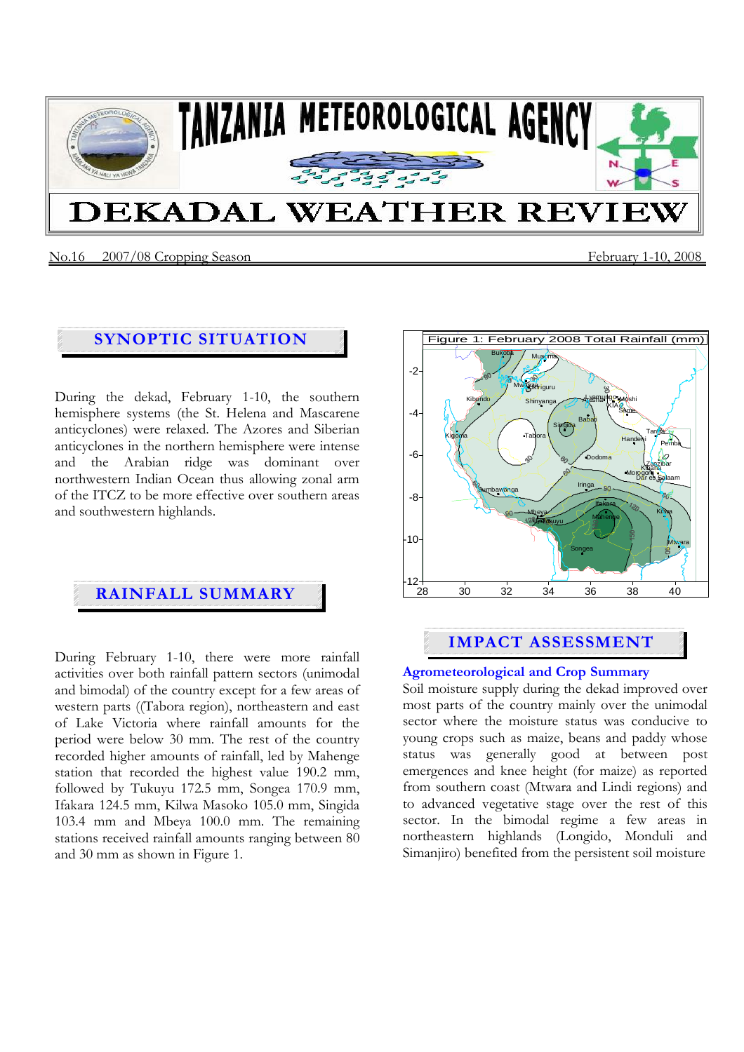# TANZANIA METEOROLOGICAL AGENCY

# DEKADAL WEATHER REVIEW

No.16 2007/08 Cropping Season February 1-10, 2008

## SYNOPTIC SITUATION

During the dekad, February 1-10, the southern hemisphere systems (the St. Helena and Mascarene anticyclones) were relaxed. The Azores and Siberian anticyclones in the northern hemisphere were intense and the Arabian ridge was dominant over northwestern Indian Ocean thus allowing zonal arm of the ITCZ to be more effective over southern areas and southwestern highlands.

## RAINFALL SUMMARY

During February 1-10, there were more rainfall activities over both rainfall pattern sectors (unimodal and bimodal) of the country except for a few areas of western parts ((Tabora region), northeastern and east of Lake Victoria where rainfall amounts for the period were below 30 mm. The rest of the country recorded higher amounts of rainfall, led by Mahenge station that recorded the highest value 190.2 mm, followed by Tukuyu 172.5 mm, Songea 170.9 mm, Ifakara 124.5 mm, Kilwa Masoko 105.0 mm, Singida 103.4 mm and Mbeya 100.0 mm. The remaining stations received rainfall amounts ranging between 80 and 30 mm as shown in Figure 1.

Figure 1: February 2008 Total Rainfall (mm)

## IMPACT ASSESSMENT

### Agrometeorological and Crop Summary

Soil moisture supply during the dekad improved over most parts of the country mainly over the unimodal sector where the moisture status was conducive to young crops such as maize, beans and paddy whose status was generally good at between post emergences and knee height (for maize) as reported from southern coast (Mtwara and Lindi regions) and to advanced vegetative stage over the rest of this sector. In the bimodal regime a few areas in northeastern highlands (Longido, Monduli and Simanjiro) benefited from the persistent soil moisture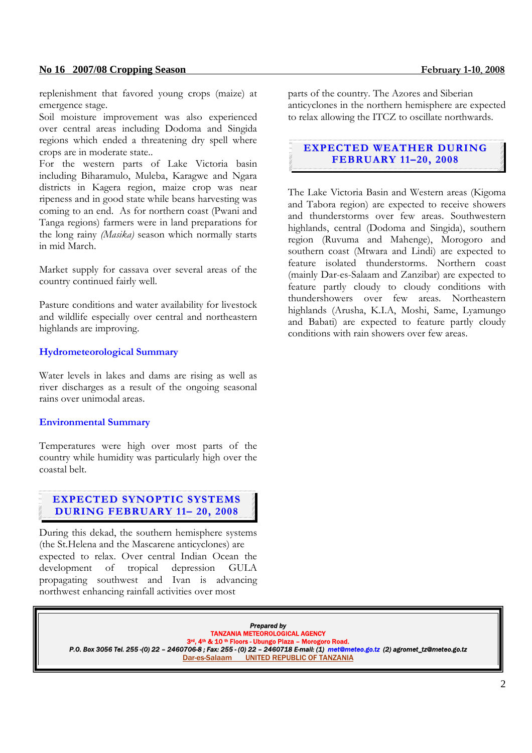replenishment that favored young crops (maize) at emergence stage.
Soil moisture improvement was also experienced over central areas including Dodoma and Singida regions which ended a threatening dry spell where crops are in moderate state..
For the western parts of Lake Victoria basin including Biharamulo, Muleba, Karagwe and Ngara districts in Kagera region, maize crop was near ripeness and in good state while beans harvesting was coming to an end. As for northern coast (Pwani and Tanga regions) farmers were in land preparations for the long rainy *(Masika)* season which normally starts in mid March.

Market supply for cassava over several areas of the country continued fairly well.

Pasture conditions and water availability for livestock and wildlife especially over central and northeastern highlands are improving.

## Hydrometeorological Summary

Water levels in lakes and dams are rising as well as river discharges as a result of the ongoing seasonal rains over unimodal areas.

## Environmental Summary

Temperatures were high over most parts of the country while humidity was particularly high over the coastal belt.

## EXPECTED SYNOPTIC SYSTEMS DURING FEBRUARY 11– 20, 2008

During this dekad, the southern hemisphere systems (the St.Helena and the Mascarene anticyclones) are expected to relax. Over central Indian Ocean the development of tropical depression GULA propagating southwest and Ivan is advancing northwest enhancing rainfall activities over most parts of the country. The Azores and Siberian anticyclones in the northern hemisphere are expected to relax allowing the ITCZ to oscillate northwards.

## EXPECTED WEATHER DURING FEBRUARY 11–20, 2008

The Lake Victoria Basin and Western areas (Kigoma and Tabora region) are expected to receive showers and thunderstorms over few areas. Southwestern highlands, central (Dodoma and Singida), southern region (Ruvuma and Mahenge), Morogoro and southern coast (Mtwara and Lindi) are expected to feature isolated thunderstorms. Northern coast (mainly Dar-es-Salaam and Zanzibar) are expected to feature partly cloudy to cloudy conditions with thundershowers over few areas. Northeastern highlands (Arusha, K.I.A, Moshi, Same, Lyamungo and Babati) are expected to feature partly cloudy conditions with rain showers over few areas.

*Prepared by*
**TANZANIA METEOROLOGICAL AGENCY**
**3rd, 4th & 10th Floors - Ubungo Plaza – Morogoro Road.**
*P.O. Box 3056 Tel. 255 -(0) 22 – 2460706-8 ; Fax: 255 - (0) 22 – 2460718 E-mail: (1) met@meteo.go.tz (2) agromet_tz@meteo.go.tz*
Dar-es-Salaam UNITED REPUBLIC OF TANZANIA